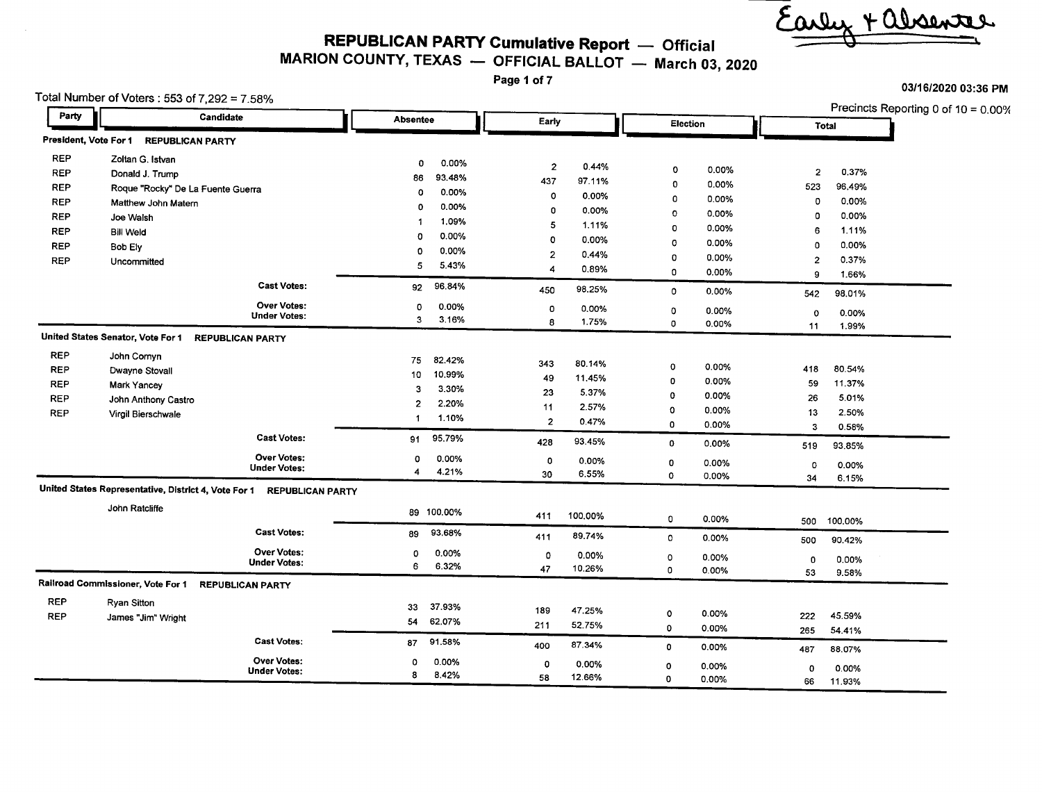Early + Absentee

# REPUBLICAN PARTY Cumulative Report — Official

## MARION COUNTY, TEXAS — OFFICIAL BALLOT — March 03, 2020

03/16/2020 03:36 PM

Total Number of Voters : 553 of 7,292 = 7.58%

Precincts Reporting 0 of 10 = 0.00%

| Party | Candidate | Absentee | | Early | | Election | | Total | |
|---|---|---|---|---|---|---|---|---|---|
| **President, Vote For 1 REPUBLICAN PARTY** | | | | | | | | | |
| REP | Zoltan G. Istvan | 0 | 0.00% | 2 | 0.44% | 0 | 0.00% | 2 | 0.37% |
| REP | Donald J. Trump | 86 | 93.48% | 437 | 97.11% | 0 | 0.00% | 523 | 96.49% |
| REP | Roque "Rocky" De La Fuente Guerra | 0 | 0.00% | 0 | 0.00% | 0 | 0.00% | 0 | 0.00% |
| REP | Matthew John Matern | 0 | 0.00% | 0 | 0.00% | 0 | 0.00% | 0 | 0.00% |
| REP | Joe Walsh | 1 | 1.09% | 5 | 1.11% | 0 | 0.00% | 6 | 1.11% |
| REP | Bill Weld | 0 | 0.00% | 0 | 0.00% | 0 | 0.00% | 0 | 0.00% |
| REP | Bob Ely | 0 | 0.00% | 2 | 0.44% | 0 | 0.00% | 2 | 0.37% |
| REP | Uncommitted | 5 | 5.43% | 4 | 0.89% | 0 | 0.00% | 9 | 1.66% |
| | **Cast Votes:** | 92 | 96.84% | 450 | 98.25% | 0 | 0.00% | 542 | 98.01% |
| | **Over Votes:** | 0 | 0.00% | 0 | 0.00% | 0 | 0.00% | 0 | 0.00% |
| | **Under Votes:** | 3 | 3.16% | 8 | 1.75% | 0 | 0.00% | 11 | 1.99% |
| **United States Senator, Vote For 1 REPUBLICAN PARTY** | | | | | | | | | |
| REP | John Cornyn | 75 | 82.42% | 343 | 80.14% | 0 | 0.00% | 418 | 80.54% |
| REP | Dwayne Stovall | 10 | 10.99% | 49 | 11.45% | 0 | 0.00% | 59 | 11.37% |
| REP | Mark Yancey | 3 | 3.30% | 23 | 5.37% | 0 | 0.00% | 26 | 5.01% |
| REP | John Anthony Castro | 2 | 2.20% | 11 | 2.57% | 0 | 0.00% | 13 | 2.50% |
| REP | Virgil Bierschwale | 1 | 1.10% | 2 | 0.47% | 0 | 0.00% | 3 | 0.58% |
| | **Cast Votes:** | 91 | 95.79% | 428 | 93.45% | 0 | 0.00% | 519 | 93.85% |
| | **Over Votes:** | 0 | 0.00% | 0 | 0.00% | 0 | 0.00% | 0 | 0.00% |
| | **Under Votes:** | 4 | 4.21% | 30 | 6.55% | 0 | 0.00% | 34 | 6.15% |
| **United States Representative, District 4, Vote For 1 REPUBLICAN PARTY** | | | | | | | | | |
| | John Ratcliffe | 89 | 100.00% | 411 | 100.00% | 0 | 0.00% | 500 | 100.00% |
| | **Cast Votes:** | 89 | 93.68% | 411 | 89.74% | 0 | 0.00% | 500 | 90.42% |
| | **Over Votes:** | 0 | 0.00% | 0 | 0.00% | 0 | 0.00% | 0 | 0.00% |
| | **Under Votes:** | 6 | 6.32% | 47 | 10.26% | 0 | 0.00% | 53 | 9.58% |
| **Railroad Commissioner, Vote For 1 REPUBLICAN PARTY** | | | | | | | | | |
| REP | Ryan Sitton | 33 | 37.93% | 189 | 47.25% | 0 | 0.00% | 222 | 45.59% |
| REP | James "Jim" Wright | 54 | 62.07% | 211 | 52.75% | 0 | 0.00% | 265 | 54.41% |
| | **Cast Votes:** | 87 | 91.58% | 400 | 87.34% | 0 | 0.00% | 487 | 88.07% |
| | **Over Votes:** | 0 | 0.00% | 0 | 0.00% | 0 | 0.00% | 0 | 0.00% |
| | **Under Votes:** | 8 | 8.42% | 58 | 12.66% | 0 | 0.00% | 66 | 11.93% |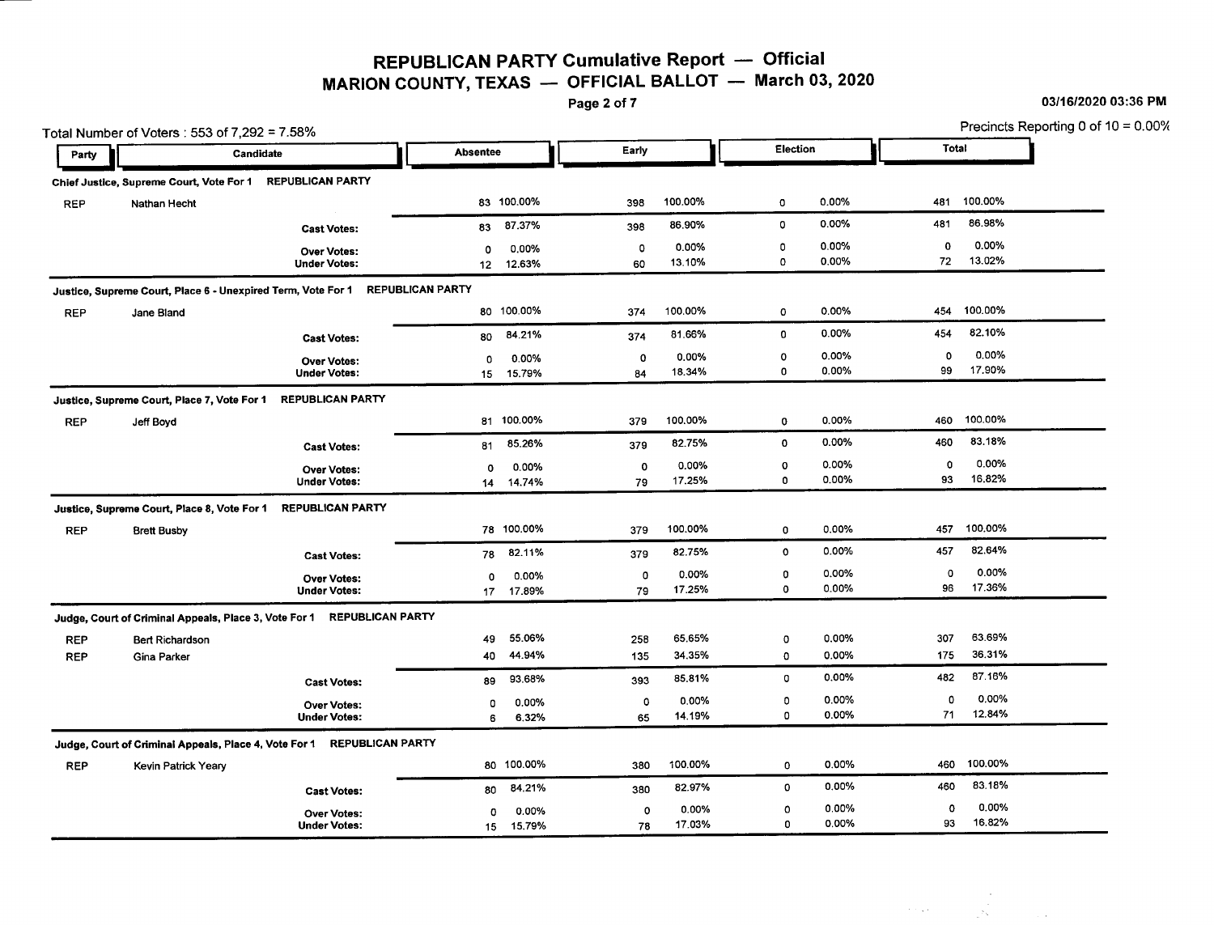# REPUBLICAN PARTY Cumulative Report — Official
## MARION COUNTY, TEXAS — OFFICIAL BALLOT — March 03, 2020

03/16/2020 03:36 PM

Total Number of Voters : 553 of 7,292 = 7.58%

Precincts Reporting 0 of 10 = 0.00%

| Party | Candidate | Absentee | | Early | | Election | | Total | |
|---|---|---|---|---|---|---|---|---|---|
| **Chief Justice, Supreme Court, Vote For 1 REPUBLICAN PARTY** | | | | | | | | | |
| REP | Nathan Hecht | 83 | 100.00% | 398 | 100.00% | 0 | 0.00% | 481 | 100.00% |
| | **Cast Votes:** | 83 | 87.37% | 398 | 86.90% | 0 | 0.00% | 481 | 86.98% |
| | **Over Votes:** | 0 | 0.00% | 0 | 0.00% | 0 | 0.00% | 0 | 0.00% |
| | **Under Votes:** | 12 | 12.63% | 60 | 13.10% | 0 | 0.00% | 72 | 13.02% |
| **Justice, Supreme Court, Place 6 - Unexpired Term, Vote For 1 REPUBLICAN PARTY** | | | | | | | | | |
| REP | Jane Bland | 80 | 100.00% | 374 | 100.00% | 0 | 0.00% | 454 | 100.00% |
| | **Cast Votes:** | 80 | 84.21% | 374 | 81.66% | 0 | 0.00% | 454 | 82.10% |
| | **Over Votes:** | 0 | 0.00% | 0 | 0.00% | 0 | 0.00% | 0 | 0.00% |
| | **Under Votes:** | 15 | 15.79% | 84 | 18.34% | 0 | 0.00% | 99 | 17.90% |
| **Justice, Supreme Court, Place 7, Vote For 1 REPUBLICAN PARTY** | | | | | | | | | |
| REP | Jeff Boyd | 81 | 100.00% | 379 | 100.00% | 0 | 0.00% | 460 | 100.00% |
| | **Cast Votes:** | 81 | 85.26% | 379 | 82.75% | 0 | 0.00% | 460 | 83.18% |
| | **Over Votes:** | 0 | 0.00% | 0 | 0.00% | 0 | 0.00% | 0 | 0.00% |
| | **Under Votes:** | 14 | 14.74% | 79 | 17.25% | 0 | 0.00% | 93 | 16.82% |
| **Justice, Supreme Court, Place 8, Vote For 1 REPUBLICAN PARTY** | | | | | | | | | |
| REP | Brett Busby | 78 | 100.00% | 379 | 100.00% | 0 | 0.00% | 457 | 100.00% |
| | **Cast Votes:** | 78 | 82.11% | 379 | 82.75% | 0 | 0.00% | 457 | 82.64% |
| | **Over Votes:** | 0 | 0.00% | 0 | 0.00% | 0 | 0.00% | 0 | 0.00% |
| | **Under Votes:** | 17 | 17.89% | 79 | 17.25% | 0 | 0.00% | 96 | 17.36% |
| **Judge, Court of Criminal Appeals, Place 3, Vote For 1 REPUBLICAN PARTY** | | | | | | | | | |
| REP | Bert Richardson | 49 | 55.06% | 258 | 65.65% | 0 | 0.00% | 307 | 63.69% |
| REP | Gina Parker | 40 | 44.94% | 135 | 34.35% | 0 | 0.00% | 175 | 36.31% |
| | **Cast Votes:** | 89 | 93.68% | 393 | 85.81% | 0 | 0.00% | 482 | 87.16% |
| | **Over Votes:** | 0 | 0.00% | 0 | 0.00% | 0 | 0.00% | 0 | 0.00% |
| | **Under Votes:** | 6 | 6.32% | 65 | 14.19% | 0 | 0.00% | 71 | 12.84% |
| **Judge, Court of Criminal Appeals, Place 4, Vote For 1 REPUBLICAN PARTY** | | | | | | | | | |
| REP | Kevin Patrick Yeary | 80 | 100.00% | 380 | 100.00% | 0 | 0.00% | 460 | 100.00% |
| | **Cast Votes:** | 80 | 84.21% | 380 | 82.97% | 0 | 0.00% | 460 | 83.18% |
| | **Over Votes:** | 0 | 0.00% | 0 | 0.00% | 0 | 0.00% | 0 | 0.00% |
| | **Under Votes:** | 15 | 15.79% | 78 | 17.03% | 0 | 0.00% | 93 | 16.82% |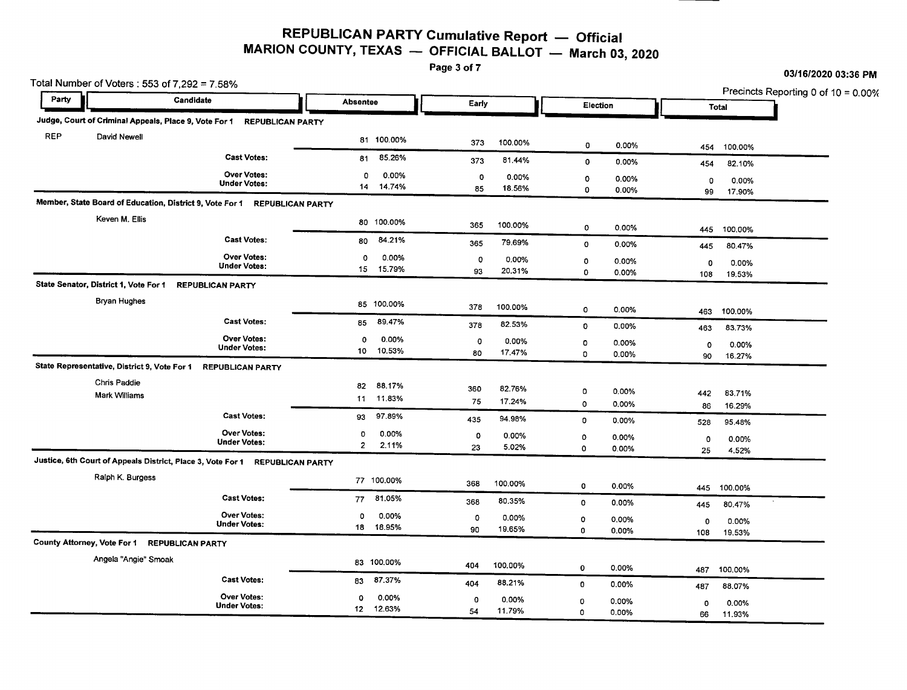# REPUBLICAN PARTY Cumulative Report — Official
## MARION COUNTY, TEXAS — OFFICIAL BALLOT — March 03, 2020

03/16/2020 03:36 PM

Total Number of Voters : 553 of 7,292 = 7.58%

Precincts Reporting 0 of 10 = 0.00%

| Party | Candidate | Absentee | | Early | | Election | | Total | |
|---|---|---|---|---|---|---|---|---|---|
| **Judge, Court of Criminal Appeals, Place 9, Vote For 1 REPUBLICAN PARTY** | | | | | | | | | |
| REP | David Newell | 81 | 100.00% | 373 | 100.00% | 0 | 0.00% | 454 | 100.00% |
| | **Cast Votes:** | 81 | 85.26% | 373 | 81.44% | 0 | 0.00% | 454 | 82.10% |
| | **Over Votes:** | 0 | 0.00% | 0 | 0.00% | 0 | 0.00% | 0 | 0.00% |
| | **Under Votes:** | 14 | 14.74% | 85 | 18.56% | 0 | 0.00% | 99 | 17.90% |
| **Member, State Board of Education, District 9, Vote For 1 REPUBLICAN PARTY** | | | | | | | | | |
| | Keven M. Ellis | 80 | 100.00% | 365 | 100.00% | 0 | 0.00% | 445 | 100.00% |
| | **Cast Votes:** | 80 | 84.21% | 365 | 79.69% | 0 | 0.00% | 445 | 80.47% |
| | **Over Votes:** | 0 | 0.00% | 0 | 0.00% | 0 | 0.00% | 0 | 0.00% |
| | **Under Votes:** | 15 | 15.79% | 93 | 20.31% | 0 | 0.00% | 108 | 19.53% |
| **State Senator, District 1, Vote For 1 REPUBLICAN PARTY** | | | | | | | | | |
| | Bryan Hughes | 85 | 100.00% | 378 | 100.00% | 0 | 0.00% | 463 | 100.00% |
| | **Cast Votes:** | 85 | 89.47% | 378 | 82.53% | 0 | 0.00% | 463 | 83.73% |
| | **Over Votes:** | 0 | 0.00% | 0 | 0.00% | 0 | 0.00% | 0 | 0.00% |
| | **Under Votes:** | 10 | 10.53% | 80 | 17.47% | 0 | 0.00% | 90 | 16.27% |
| **State Representative, District 9, Vote For 1 REPUBLICAN PARTY** | | | | | | | | | |
| | Chris Paddie | 82 | 88.17% | 360 | 82.76% | 0 | 0.00% | 442 | 83.71% |
| | Mark Williams | 11 | 11.83% | 75 | 17.24% | 0 | 0.00% | 86 | 16.29% |
| | **Cast Votes:** | 93 | 97.89% | 435 | 94.98% | 0 | 0.00% | 528 | 95.48% |
| | **Over Votes:** | 0 | 0.00% | 0 | 0.00% | 0 | 0.00% | 0 | 0.00% |
| | **Under Votes:** | 2 | 2.11% | 23 | 5.02% | 0 | 0.00% | 25 | 4.52% |
| **Justice, 6th Court of Appeals District, Place 3, Vote For 1 REPUBLICAN PARTY** | | | | | | | | | |
| | Ralph K. Burgess | 77 | 100.00% | 368 | 100.00% | 0 | 0.00% | 445 | 100.00% |
| | **Cast Votes:** | 77 | 81.05% | 368 | 80.35% | 0 | 0.00% | 445 | 80.47% |
| | **Over Votes:** | 0 | 0.00% | 0 | 0.00% | 0 | 0.00% | 0 | 0.00% |
| | **Under Votes:** | 18 | 18.95% | 90 | 19.65% | 0 | 0.00% | 108 | 19.53% |
| **County Attorney, Vote For 1 REPUBLICAN PARTY** | | | | | | | | | |
| | Angela "Angie" Smoak | 83 | 100.00% | 404 | 100.00% | 0 | 0.00% | 487 | 100.00% |
| | **Cast Votes:** | 83 | 87.37% | 404 | 88.21% | 0 | 0.00% | 487 | 88.07% |
| | **Over Votes:** | 0 | 0.00% | 0 | 0.00% | 0 | 0.00% | 0 | 0.00% |
| | **Under Votes:** | 12 | 12.63% | 54 | 11.79% | 0 | 0.00% | 66 | 11.93% |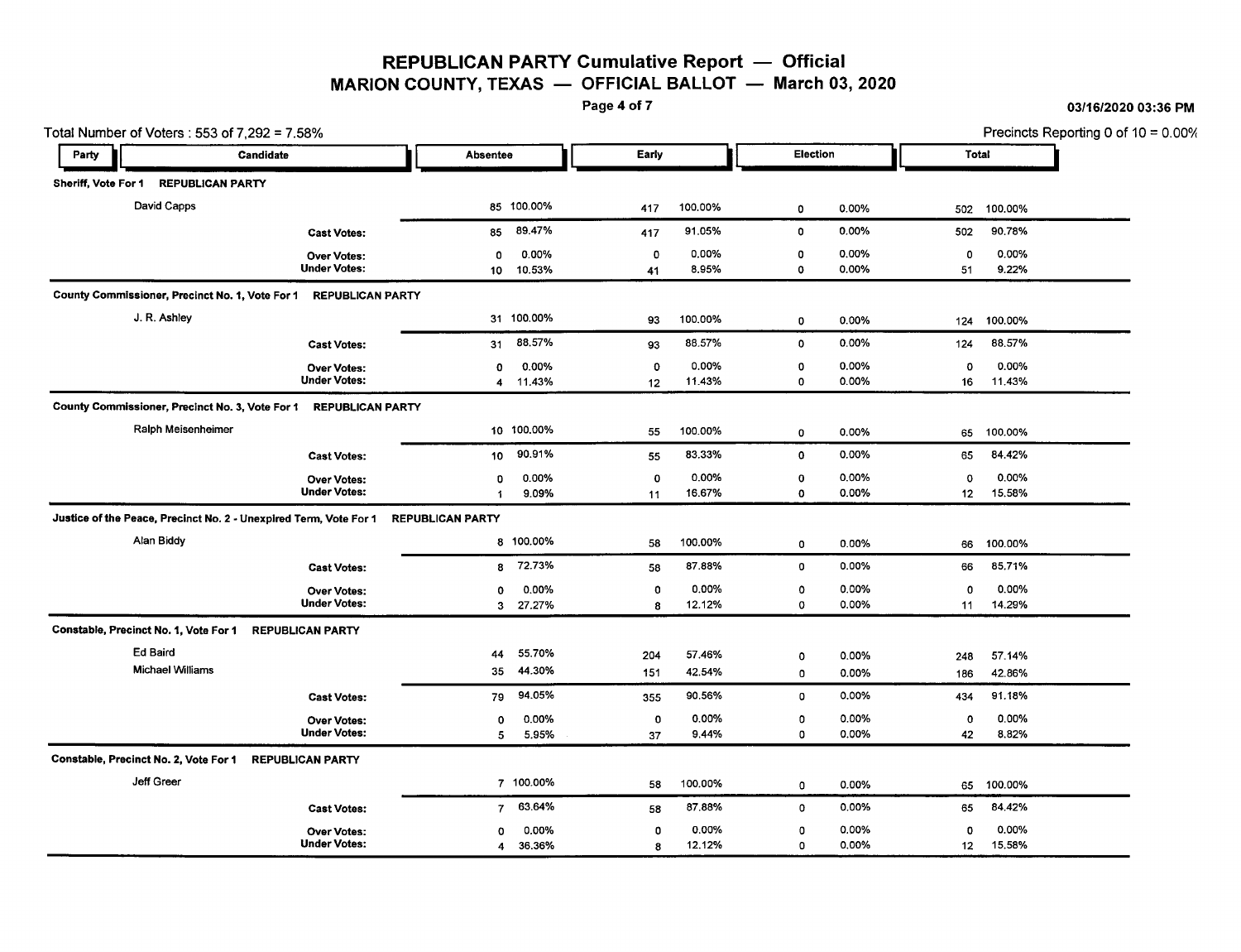# REPUBLICAN PARTY Cumulative Report — Official

## MARION COUNTY, TEXAS — OFFICIAL BALLOT — March 03, 2020

03/16/2020 03:36 PM

Total Number of Voters : 553 of 7,292 = 7.58%

Precincts Reporting 0 of 10 = 0.00%

| Party | Candidate | Absentee | | Early | | Election | | Total | |
|---|---|---|---|---|---|---|---|---|---|
| **Sheriff, Vote For 1 REPUBLICAN PARTY** | | | | | | | | | |
| | David Capps | 85 | 100.00% | 417 | 100.00% | 0 | 0.00% | 502 | 100.00% |
| | **Cast Votes:** | 85 | 89.47% | 417 | 91.05% | 0 | 0.00% | 502 | 90.78% |
| | **Over Votes:** | 0 | 0.00% | 0 | 0.00% | 0 | 0.00% | 0 | 0.00% |
| | **Under Votes:** | 10 | 10.53% | 41 | 8.95% | 0 | 0.00% | 51 | 9.22% |
| **County Commissioner, Precinct No. 1, Vote For 1 REPUBLICAN PARTY** | | | | | | | | | |
| | J. R. Ashley | 31 | 100.00% | 93 | 100.00% | 0 | 0.00% | 124 | 100.00% |
| | **Cast Votes:** | 31 | 88.57% | 93 | 88.57% | 0 | 0.00% | 124 | 88.57% |
| | **Over Votes:** | 0 | 0.00% | 0 | 0.00% | 0 | 0.00% | 0 | 0.00% |
| | **Under Votes:** | 4 | 11.43% | 12 | 11.43% | 0 | 0.00% | 16 | 11.43% |
| **County Commissioner, Precinct No. 3, Vote For 1 REPUBLICAN PARTY** | | | | | | | | | |
| | Ralph Meisenheimer | 10 | 100.00% | 55 | 100.00% | 0 | 0.00% | 65 | 100.00% |
| | **Cast Votes:** | 10 | 90.91% | 55 | 83.33% | 0 | 0.00% | 65 | 84.42% |
| | **Over Votes:** | 0 | 0.00% | 0 | 0.00% | 0 | 0.00% | 0 | 0.00% |
| | **Under Votes:** | 1 | 9.09% | 11 | 16.67% | 0 | 0.00% | 12 | 15.58% |
| **Justice of the Peace, Precinct No. 2 - Unexpired Term, Vote For 1 REPUBLICAN PARTY** | | | | | | | | | |
| | Alan Biddy | 8 | 100.00% | 58 | 100.00% | 0 | 0.00% | 66 | 100.00% |
| | **Cast Votes:** | 8 | 72.73% | 58 | 87.88% | 0 | 0.00% | 66 | 85.71% |
| | **Over Votes:** | 0 | 0.00% | 0 | 0.00% | 0 | 0.00% | 0 | 0.00% |
| | **Under Votes:** | 3 | 27.27% | 8 | 12.12% | 0 | 0.00% | 11 | 14.29% |
| **Constable, Precinct No. 1, Vote For 1 REPUBLICAN PARTY** | | | | | | | | | |
| | Ed Baird | 44 | 55.70% | 204 | 57.46% | 0 | 0.00% | 248 | 57.14% |
| | Michael Williams | 35 | 44.30% | 151 | 42.54% | 0 | 0.00% | 186 | 42.86% |
| | **Cast Votes:** | 79 | 94.05% | 355 | 90.56% | 0 | 0.00% | 434 | 91.18% |
| | **Over Votes:** | 0 | 0.00% | 0 | 0.00% | 0 | 0.00% | 0 | 0.00% |
| | **Under Votes:** | 5 | 5.95% | 37 | 9.44% | 0 | 0.00% | 42 | 8.82% |
| **Constable, Precinct No. 2, Vote For 1 REPUBLICAN PARTY** | | | | | | | | | |
| | Jeff Greer | 7 | 100.00% | 58 | 100.00% | 0 | 0.00% | 65 | 100.00% |
| | **Cast Votes:** | 7 | 63.64% | 58 | 87.88% | 0 | 0.00% | 65 | 84.42% |
| | **Over Votes:** | 0 | 0.00% | 0 | 0.00% | 0 | 0.00% | 0 | 0.00% |
| | **Under Votes:** | 4 | 36.36% | 8 | 12.12% | 0 | 0.00% | 12 | 15.58% |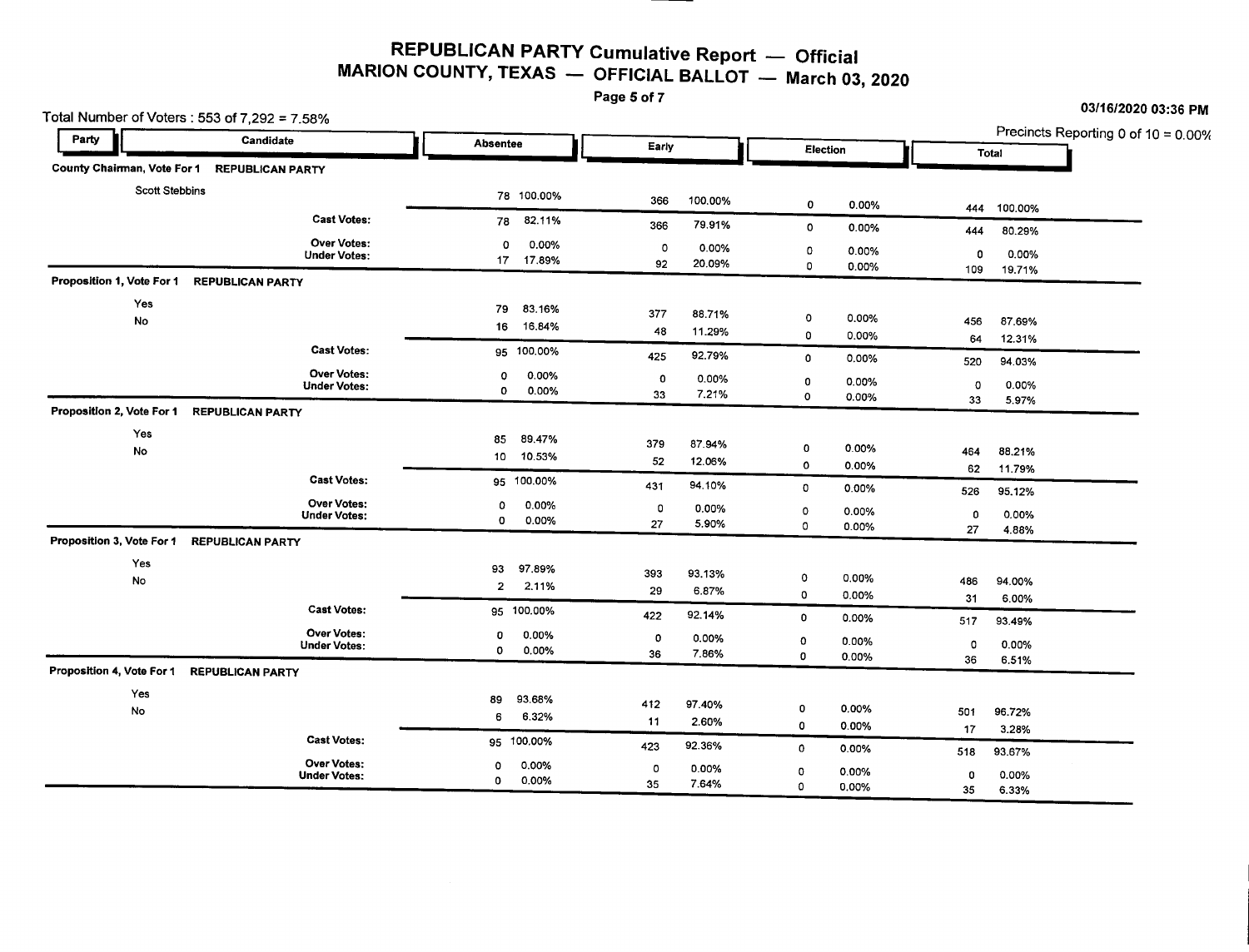# REPUBLICAN PARTY Cumulative Report — Official
## MARION COUNTY, TEXAS — OFFICIAL BALLOT — March 03, 2020

03/16/2020 03:36 PM

Total Number of Voters : 553 of 7,292 = 7.58%

Precincts Reporting 0 of 10 = 0.00%

| Party | Candidate | Absentee | | Early | | Election | | Total | |
|---|---|---|---|---|---|---|---|---|---|
| **County Chairman, Vote For 1** | **REPUBLICAN PARTY** | | | | | | | | |
| Scott Stebbins | | 78 | 100.00% | 366 | 100.00% | 0 | 0.00% | 444 | 100.00% |
| | **Cast Votes:** | 78 | 82.11% | 366 | 79.91% | 0 | 0.00% | 444 | 80.29% |
| | **Over Votes:** | 0 | 0.00% | 0 | 0.00% | 0 | 0.00% | 0 | 0.00% |
| | **Under Votes:** | 17 | 17.89% | 92 | 20.09% | 0 | 0.00% | 109 | 19.71% |
| **Proposition 1, Vote For 1** | **REPUBLICAN PARTY** | | | | | | | | |
| Yes | | 79 | 83.16% | 377 | 88.71% | 0 | 0.00% | 456 | 87.69% |
| No | | 16 | 16.84% | 48 | 11.29% | 0 | 0.00% | 64 | 12.31% |
| | **Cast Votes:** | 95 | 100.00% | 425 | 92.79% | 0 | 0.00% | 520 | 94.03% |
| | **Over Votes:** | 0 | 0.00% | 0 | 0.00% | 0 | 0.00% | 0 | 0.00% |
| | **Under Votes:** | 0 | 0.00% | 33 | 7.21% | 0 | 0.00% | 33 | 5.97% |
| **Proposition 2, Vote For 1** | **REPUBLICAN PARTY** | | | | | | | | |
| Yes | | 85 | 89.47% | 379 | 87.94% | 0 | 0.00% | 464 | 88.21% |
| No | | 10 | 10.53% | 52 | 12.06% | 0 | 0.00% | 62 | 11.79% |
| | **Cast Votes:** | 95 | 100.00% | 431 | 94.10% | 0 | 0.00% | 526 | 95.12% |
| | **Over Votes:** | 0 | 0.00% | 0 | 0.00% | 0 | 0.00% | 0 | 0.00% |
| | **Under Votes:** | 0 | 0.00% | 27 | 5.90% | 0 | 0.00% | 27 | 4.88% |
| **Proposition 3, Vote For 1** | **REPUBLICAN PARTY** | | | | | | | | |
| Yes | | 93 | 97.89% | 393 | 93.13% | 0 | 0.00% | 486 | 94.00% |
| No | | 2 | 2.11% | 29 | 6.87% | 0 | 0.00% | 31 | 6.00% |
| | **Cast Votes:** | 95 | 100.00% | 422 | 92.14% | 0 | 0.00% | 517 | 93.49% |
| | **Over Votes:** | 0 | 0.00% | 0 | 0.00% | 0 | 0.00% | 0 | 0.00% |
| | **Under Votes:** | 0 | 0.00% | 36 | 7.86% | 0 | 0.00% | 36 | 6.51% |
| **Proposition 4, Vote For 1** | **REPUBLICAN PARTY** | | | | | | | | |
| Yes | | 89 | 93.68% | 412 | 97.40% | 0 | 0.00% | 501 | 96.72% |
| No | | 6 | 6.32% | 11 | 2.60% | 0 | 0.00% | 17 | 3.28% |
| | **Cast Votes:** | 95 | 100.00% | 423 | 92.36% | 0 | 0.00% | 518 | 93.67% |
| | **Over Votes:** | 0 | 0.00% | 0 | 0.00% | 0 | 0.00% | 0 | 0.00% |
| | **Under Votes:** | 0 | 0.00% | 35 | 7.64% | 0 | 0.00% | 35 | 6.33% |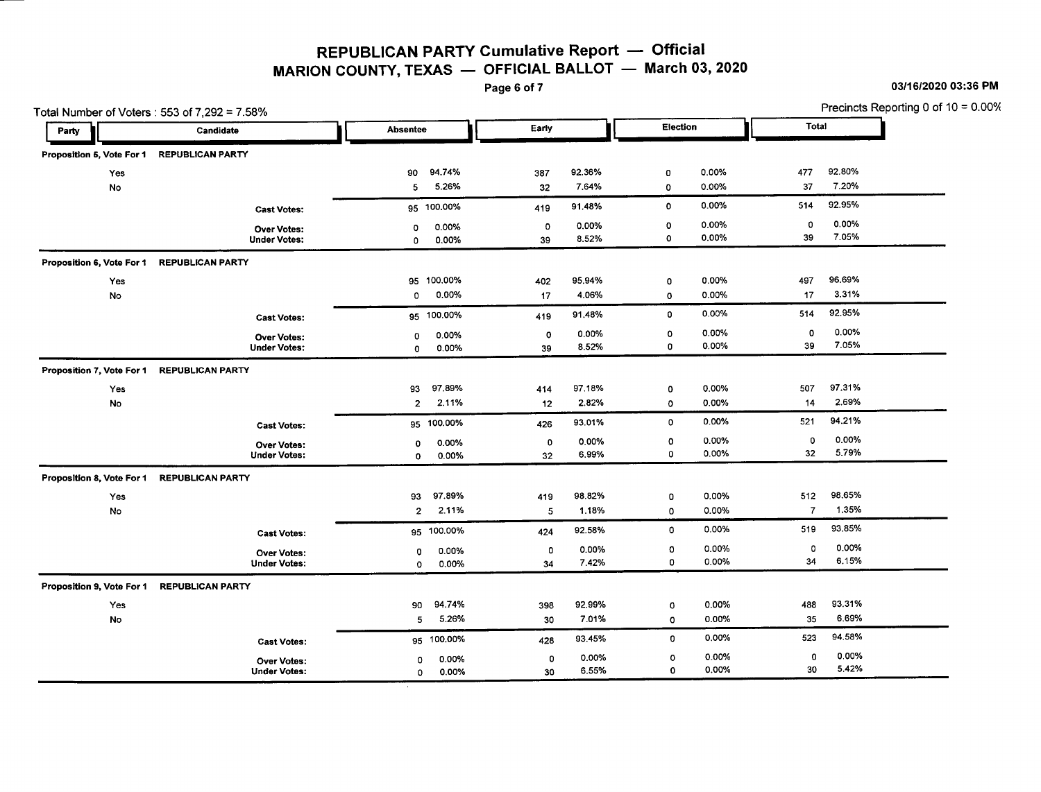# REPUBLICAN PARTY Cumulative Report — Official
## MARION COUNTY, TEXAS — OFFICIAL BALLOT — March 03, 2020

03/16/2020 03:36 PM

Total Number of Voters : 553 of 7,292 = 7.58%

Precincts Reporting 0 of 10 = 0.00%

| Party | Candidate | Absentee | | Early | | Election | | Total | |
|---|---|---|---|---|---|---|---|---|---|
| **Proposition 5, Vote For 1** | **REPUBLICAN PARTY** | | | | | | | | |
| Yes | | 90 | 94.74% | 387 | 92.36% | 0 | 0.00% | 477 | 92.80% |
| No | | 5 | 5.26% | 32 | 7.64% | 0 | 0.00% | 37 | 7.20% |
| | **Cast Votes:** | 95 | 100.00% | 419 | 91.48% | 0 | 0.00% | 514 | 92.95% |
| | **Over Votes:** | 0 | 0.00% | 0 | 0.00% | 0 | 0.00% | 0 | 0.00% |
| | **Under Votes:** | 0 | 0.00% | 39 | 8.52% | 0 | 0.00% | 39 | 7.05% |
| **Proposition 6, Vote For 1** | **REPUBLICAN PARTY** | | | | | | | | |
| Yes | | 95 | 100.00% | 402 | 95.94% | 0 | 0.00% | 497 | 96.69% |
| No | | 0 | 0.00% | 17 | 4.06% | 0 | 0.00% | 17 | 3.31% |
| | **Cast Votes:** | 95 | 100.00% | 419 | 91.48% | 0 | 0.00% | 514 | 92.95% |
| | **Over Votes:** | 0 | 0.00% | 0 | 0.00% | 0 | 0.00% | 0 | 0.00% |
| | **Under Votes:** | 0 | 0.00% | 39 | 8.52% | 0 | 0.00% | 39 | 7.05% |
| **Proposition 7, Vote For 1** | **REPUBLICAN PARTY** | | | | | | | | |
| Yes | | 93 | 97.89% | 414 | 97.18% | 0 | 0.00% | 507 | 97.31% |
| No | | 2 | 2.11% | 12 | 2.82% | 0 | 0.00% | 14 | 2.69% |
| | **Cast Votes:** | 95 | 100.00% | 426 | 93.01% | 0 | 0.00% | 521 | 94.21% |
| | **Over Votes:** | 0 | 0.00% | 0 | 0.00% | 0 | 0.00% | 0 | 0.00% |
| | **Under Votes:** | 0 | 0.00% | 32 | 6.99% | 0 | 0.00% | 32 | 5.79% |
| **Proposition 8, Vote For 1** | **REPUBLICAN PARTY** | | | | | | | | |
| Yes | | 93 | 97.89% | 419 | 98.82% | 0 | 0.00% | 512 | 98.65% |
| No | | 2 | 2.11% | 5 | 1.18% | 0 | 0.00% | 7 | 1.35% |
| | **Cast Votes:** | 95 | 100.00% | 424 | 92.58% | 0 | 0.00% | 519 | 93.85% |
| | **Over Votes:** | 0 | 0.00% | 0 | 0.00% | 0 | 0.00% | 0 | 0.00% |
| | **Under Votes:** | 0 | 0.00% | 34 | 7.42% | 0 | 0.00% | 34 | 6.15% |
| **Proposition 9, Vote For 1** | **REPUBLICAN PARTY** | | | | | | | | |
| Yes | | 90 | 94.74% | 398 | 92.99% | 0 | 0.00% | 488 | 93.31% |
| No | | 5 | 5.26% | 30 | 7.01% | 0 | 0.00% | 35 | 6.69% |
| | **Cast Votes:** | 95 | 100.00% | 428 | 93.45% | 0 | 0.00% | 523 | 94.58% |
| | **Over Votes:** | 0 | 0.00% | 0 | 0.00% | 0 | 0.00% | 0 | 0.00% |
| | **Under Votes:** | 0 | 0.00% | 30 | 6.55% | 0 | 0.00% | 30 | 5.42% |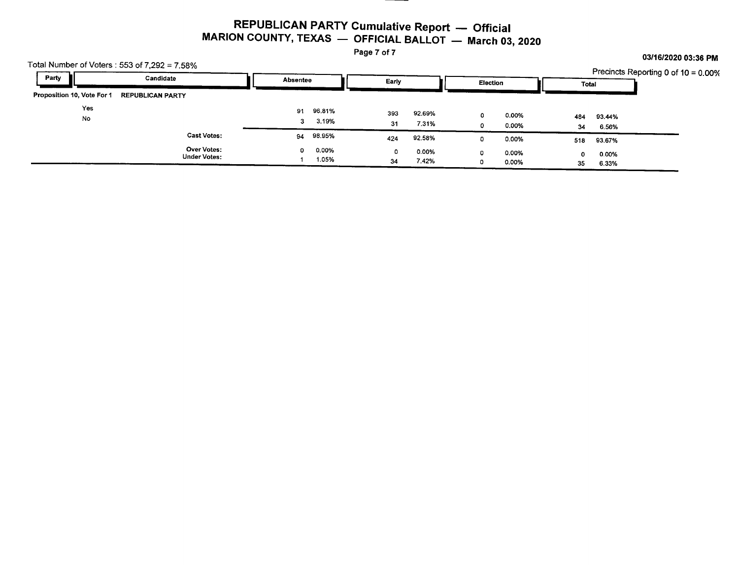# REPUBLICAN PARTY Cumulative Report — Official

## MARION COUNTY, TEXAS — OFFICIAL BALLOT — March 03, 2020

03/16/2020 03:36 PM

Total Number of Voters : 553 of 7,292 = 7.58%

Precincts Reporting 0 of 10 = 0.00%

| Party | Candidate | Absentee | | Early | | Election | | Total | |
|---|---|---|---|---|---|---|---|---|---|
| **Proposition 10, Vote For 1** | **REPUBLICAN PARTY** | | | | | | | | |
| | Yes | 91 | 96.81% | 393 | 92.69% | 0 | 0.00% | 484 | 93.44% |
| | No | 3 | 3.19% | 31 | 7.31% | 0 | 0.00% | 34 | 6.56% |
| | **Cast Votes:** | 94 | 98.95% | 424 | 92.58% | 0 | 0.00% | 518 | 93.67% |
| | **Over Votes:** | 0 | 0.00% | 0 | 0.00% | 0 | 0.00% | 0 | 0.00% |
| | **Under Votes:** | 1 | 1.05% | 34 | 7.42% | 0 | 0.00% | 35 | 6.33% |